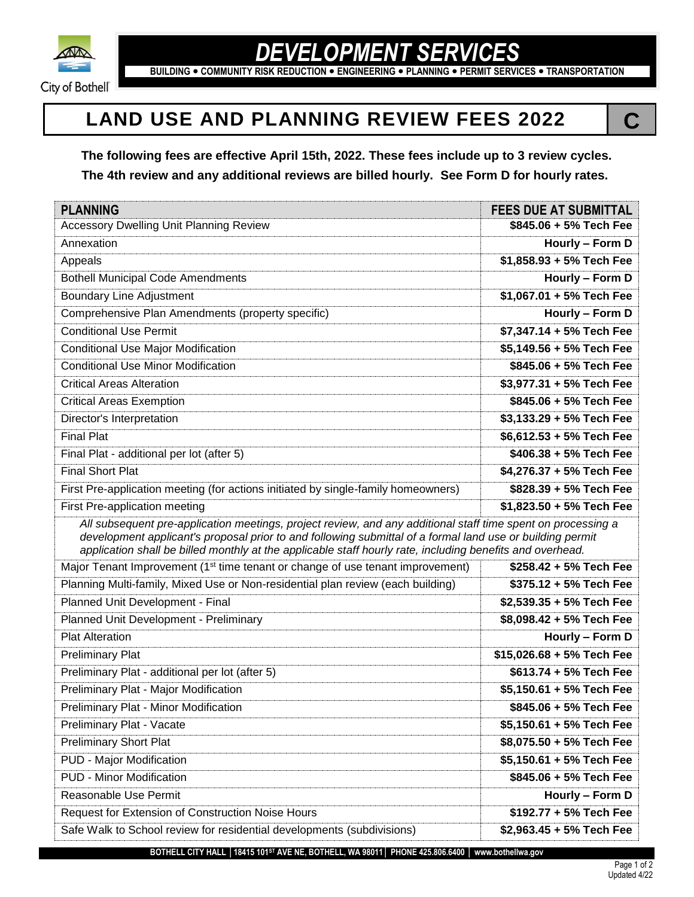# DEVELOPMENT SERVICES

BUILDING • COMMUNITY RISK REDUCTION • ENGINEERING • PLANNING • PERMIT SERVICES • TRANSPORTATION

City of Bothell

## LAND USE AND PLANNING REVIEW FEES 2022 — C

**The following fees are effective April 15th, 2022. These fees include up to 3 review cycles. The 4th review and any additional reviews are billed hourly. See Form D for hourly rates.**

| PLANNING | FEES DUE AT SUBMITTAL |
|---|---|
| Accessory Dwelling Unit Planning Review | **$845.06 + 5% Tech Fee** |
| Annexation | **Hourly – Form D** |
| Appeals | **$1,858.93 + 5% Tech Fee** |
| Bothell Municipal Code Amendments | **Hourly – Form D** |
| Boundary Line Adjustment | **$1,067.01 + 5% Tech Fee** |
| Comprehensive Plan Amendments (property specific) | **Hourly – Form D** |
| Conditional Use Permit | **$7,347.14 + 5% Tech Fee** |
| Conditional Use Major Modification | **$5,149.56 + 5% Tech Fee** |
| Conditional Use Minor Modification | **$845.06 + 5% Tech Fee** |
| Critical Areas Alteration | **$3,977.31 + 5% Tech Fee** |
| Critical Areas Exemption | **$845.06 + 5% Tech Fee** |
| Director's Interpretation | **$3,133.29 + 5% Tech Fee** |
| Final Plat | **$6,612.53 + 5% Tech Fee** |
| Final Plat - additional per lot (after 5) | **$406.38 + 5% Tech Fee** |
| Final Short Plat | **$4,276.37 + 5% Tech Fee** |
| First Pre-application meeting (for actions initiated by single-family homeowners) | **$828.39 + 5% Tech Fee** |
| First Pre-application meeting | **$1,823.50 + 5% Tech Fee** |
| *All subsequent pre-application meetings, project review, and any additional staff time spent on processing a development applicant's proposal prior to and following submittal of a formal land use or building permit application shall be billed monthly at the applicable staff hourly rate, including benefits and overhead.* | |
| Major Tenant Improvement (1st time tenant or change of use tenant improvement) | **$258.42 + 5% Tech Fee** |
| Planning Multi-family, Mixed Use or Non-residential plan review (each building) | **$375.12 + 5% Tech Fee** |
| Planned Unit Development - Final | **$2,539.35 + 5% Tech Fee** |
| Planned Unit Development - Preliminary | **$8,098.42 + 5% Tech Fee** |
| Plat Alteration | **Hourly – Form D** |
| Preliminary Plat | **$15,026.68 + 5% Tech Fee** |
| Preliminary Plat - additional per lot (after 5) | **$613.74 + 5% Tech Fee** |
| Preliminary Plat - Major Modification | **$5,150.61 + 5% Tech Fee** |
| Preliminary Plat - Minor Modification | **$845.06 + 5% Tech Fee** |
| Preliminary Plat - Vacate | **$5,150.61 + 5% Tech Fee** |
| Preliminary Short Plat | **$8,075.50 + 5% Tech Fee** |
| PUD - Major Modification | **$5,150.61 + 5% Tech Fee** |
| PUD - Minor Modification | **$845.06 + 5% Tech Fee** |
| Reasonable Use Permit | **Hourly – Form D** |
| Request for Extension of Construction Noise Hours | **$192.77 + 5% Tech Fee** |
| Safe Walk to School review for residential developments (subdivisions) | **$2,963.45 + 5% Tech Fee** |

BOTHELL CITY HALL | 18415 101ST AVE NE, BOTHELL, WA 98011 | PHONE 425.806.6400 | www.bothellwa.gov

Updated 4/22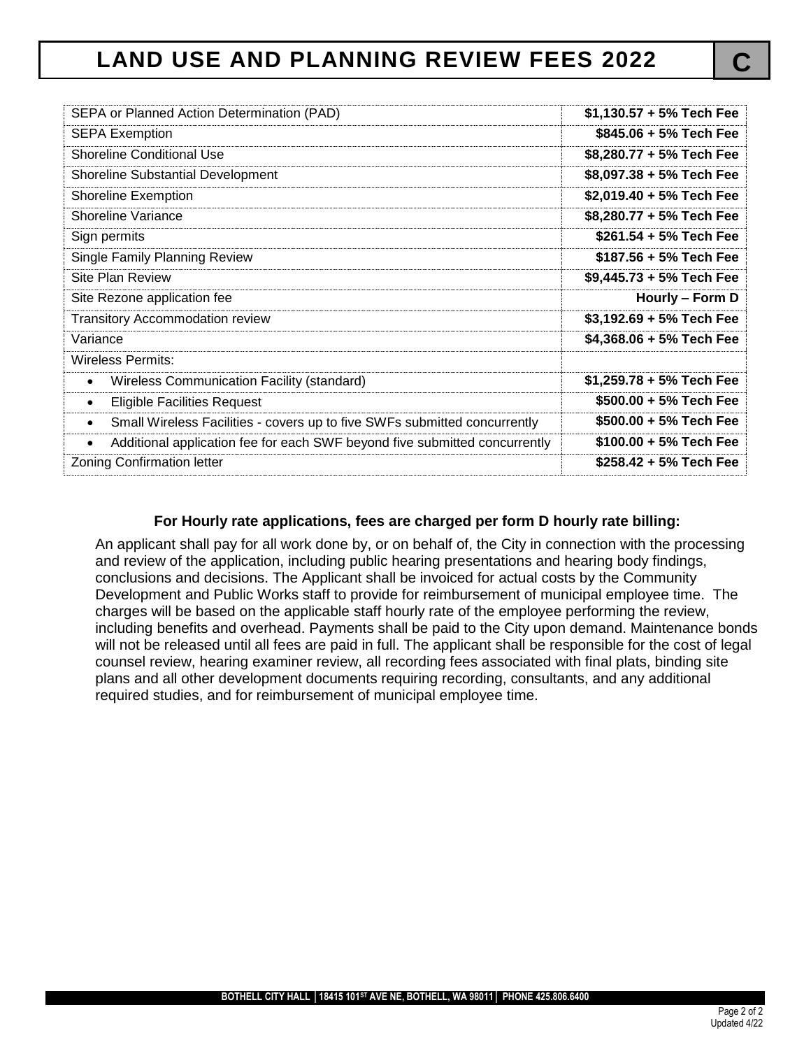# LAND USE AND PLANNING REVIEW FEES 2022

**C**

| | |
|---|---|
| SEPA or Planned Action Determination (PAD) | **$1,130.57 + 5% Tech Fee** |
| SEPA Exemption | **$845.06 + 5% Tech Fee** |
| Shoreline Conditional Use | **$8,280.77 + 5% Tech Fee** |
| Shoreline Substantial Development | **$8,097.38 + 5% Tech Fee** |
| Shoreline Exemption | **$2,019.40 + 5% Tech Fee** |
| Shoreline Variance | **$8,280.77 + 5% Tech Fee** |
| Sign permits | **$261.54 + 5% Tech Fee** |
| Single Family Planning Review | **$187.56 + 5% Tech Fee** |
| Site Plan Review | **$9,445.73 + 5% Tech Fee** |
| Site Rezone application fee | **Hourly – Form D** |
| Transitory Accommodation review | **$3,192.69 + 5% Tech Fee** |
| Variance | **$4,368.06 + 5% Tech Fee** |
| Wireless Permits: | |
| • Wireless Communication Facility (standard) | **$1,259.78 + 5% Tech Fee** |
| • Eligible Facilities Request | **$500.00 + 5% Tech Fee** |
| • Small Wireless Facilities - covers up to five SWFs submitted concurrently | **$500.00 + 5% Tech Fee** |
| • Additional application fee for each SWF beyond five submitted concurrently | **$100.00 + 5% Tech Fee** |
| Zoning Confirmation letter | **$258.42 + 5% Tech Fee** |

**For Hourly rate applications, fees are charged per form D hourly rate billing:**

An applicant shall pay for all work done by, or on behalf of, the City in connection with the processing and review of the application, including public hearing presentations and hearing body findings, conclusions and decisions. The Applicant shall be invoiced for actual costs by the Community Development and Public Works staff to provide for reimbursement of municipal employee time. The charges will be based on the applicable staff hourly rate of the employee performing the review, including benefits and overhead. Payments shall be paid to the City upon demand. Maintenance bonds will not be released until all fees are paid in full. The applicant shall be responsible for the cost of legal counsel review, hearing examiner review, all recording fees associated with final plats, binding site plans and all other development documents requiring recording, consultants, and any additional required studies, and for reimbursement of municipal employee time.

BOTHELL CITY HALL | 18415 101ST AVE NE, BOTHELL, WA 98011 | PHONE 425.806.6400

Updated 4/22